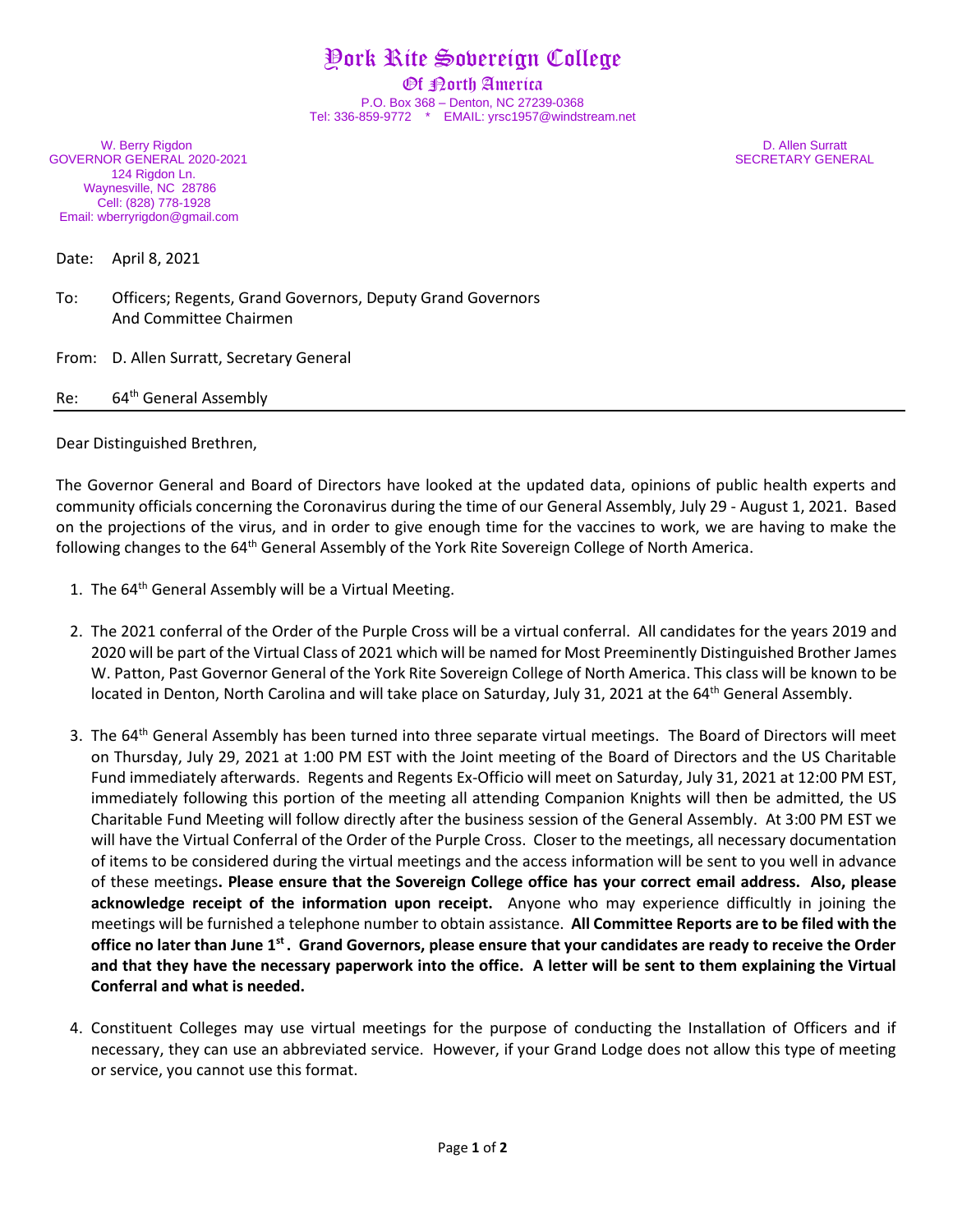# York Rite Sovereign College

## Of North America

P.O. Box 368 – Denton, NC 27239-0368
Tel: 336-859-9772 * EMAIL: yrsc1957@windstream.net

W. Berry Rigdon
GOVERNOR GENERAL 2020-2021
124 Rigdon Ln.
Waynesville, NC 28786
Cell: (828) 778-1928
Email: wberryrigdon@gmail.com

D. Allen Surratt
SECRETARY GENERAL

Date: April 8, 2021

To: Officers; Regents, Grand Governors, Deputy Grand Governors
And Committee Chairmen

From: D. Allen Surratt, Secretary General

Re: 64th General Assembly

Dear Distinguished Brethren,

The Governor General and Board of Directors have looked at the updated data, opinions of public health experts and community officials concerning the Coronavirus during the time of our General Assembly, July 29 - August 1, 2021. Based on the projections of the virus, and in order to give enough time for the vaccines to work, we are having to make the following changes to the 64th General Assembly of the York Rite Sovereign College of North America.

1. The 64th General Assembly will be a Virtual Meeting.

2. The 2021 conferral of the Order of the Purple Cross will be a virtual conferral. All candidates for the years 2019 and 2020 will be part of the Virtual Class of 2021 which will be named for Most Preeminently Distinguished Brother James W. Patton, Past Governor General of the York Rite Sovereign College of North America. This class will be known to be located in Denton, North Carolina and will take place on Saturday, July 31, 2021 at the 64th General Assembly.

3. The 64th General Assembly has been turned into three separate virtual meetings. The Board of Directors will meet on Thursday, July 29, 2021 at 1:00 PM EST with the Joint meeting of the Board of Directors and the US Charitable Fund immediately afterwards. Regents and Regents Ex-Officio will meet on Saturday, July 31, 2021 at 12:00 PM EST, immediately following this portion of the meeting all attending Companion Knights will then be admitted, the US Charitable Fund Meeting will follow directly after the business session of the General Assembly. At 3:00 PM EST we will have the Virtual Conferral of the Order of the Purple Cross. Closer to the meetings, all necessary documentation of items to be considered during the virtual meetings and the access information will be sent to you well in advance of these meetings**. Please ensure that the Sovereign College office has your correct email address. Also, please acknowledge receipt of the information upon receipt.** Anyone who may experience difficultly in joining the meetings will be furnished a telephone number to obtain assistance. **All Committee Reports are to be filed with the office no later than June 1st. Grand Governors, please ensure that your candidates are ready to receive the Order and that they have the necessary paperwork into the office. A letter will be sent to them explaining the Virtual Conferral and what is needed.**

4. Constituent Colleges may use virtual meetings for the purpose of conducting the Installation of Officers and if necessary, they can use an abbreviated service. However, if your Grand Lodge does not allow this type of meeting or service, you cannot use this format.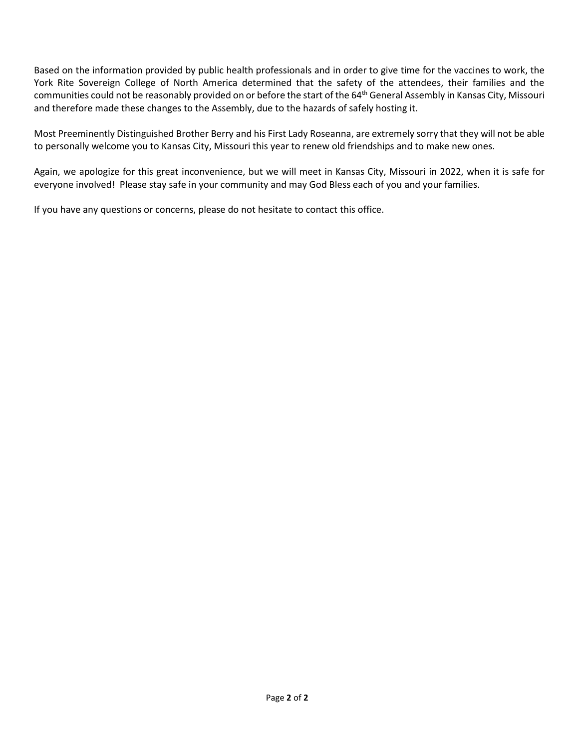Based on the information provided by public health professionals and in order to give time for the vaccines to work, the York Rite Sovereign College of North America determined that the safety of the attendees, their families and the communities could not be reasonably provided on or before the start of the 64th General Assembly in Kansas City, Missouri and therefore made these changes to the Assembly, due to the hazards of safely hosting it.

Most Preeminently Distinguished Brother Berry and his First Lady Roseanna, are extremely sorry that they will not be able to personally welcome you to Kansas City, Missouri this year to renew old friendships and to make new ones.

Again, we apologize for this great inconvenience, but we will meet in Kansas City, Missouri in 2022, when it is safe for everyone involved! Please stay safe in your community and may God Bless each of you and your families.

If you have any questions or concerns, please do not hesitate to contact this office.